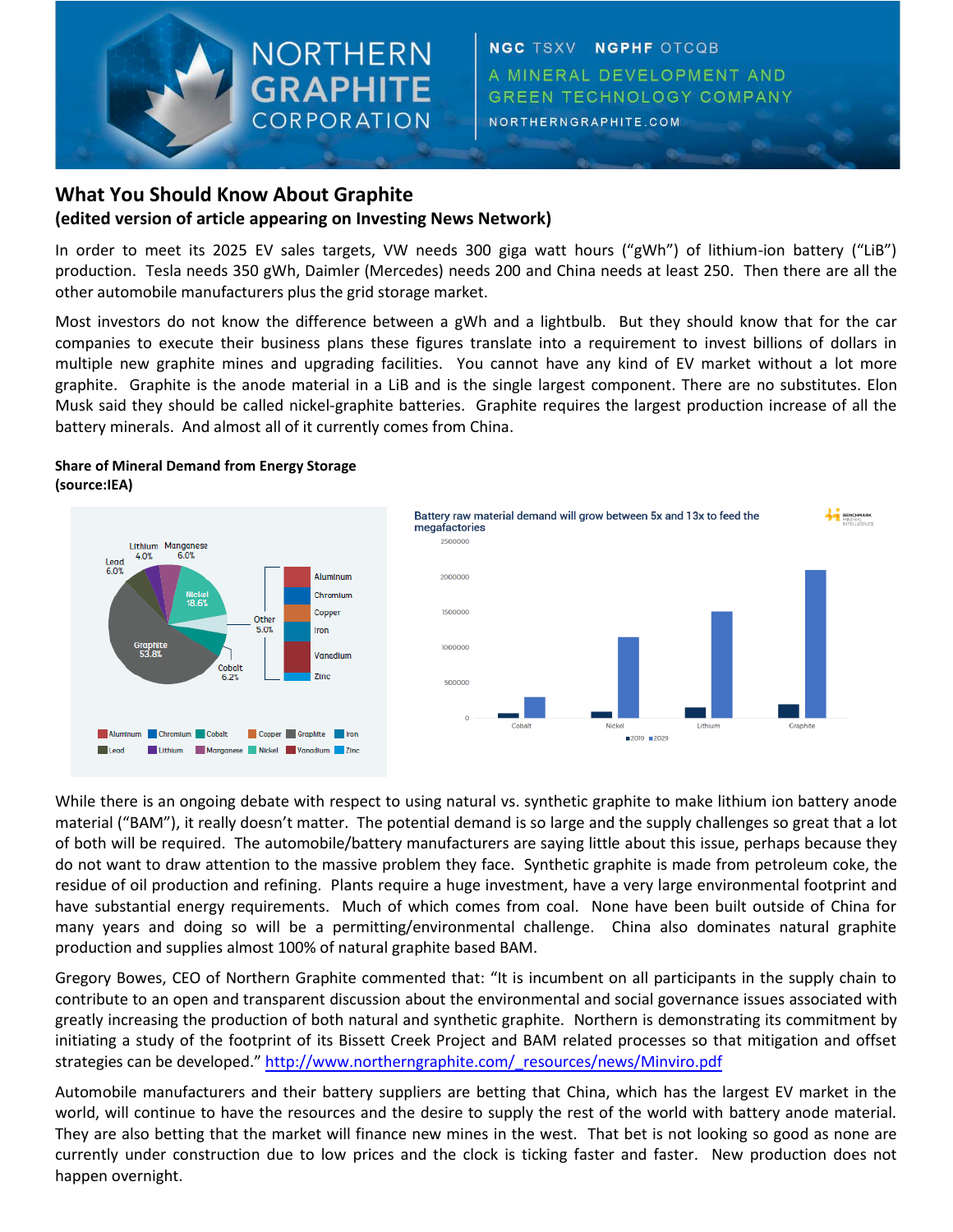NORTHERN GRAPHITE CORPORATION

NGC TSXV NGPHF OTCQB

A MINERAL DEVELOPMENT AND GREEN TECHNOLOGY COMPANY

NORTHERNGRAPHITE.COM

## What You Should Know About Graphite

### (edited version of article appearing on Investing News Network)

In order to meet its 2025 EV sales targets, VW needs 300 giga watt hours ("gWh") of lithium-ion battery ("LiB") production. Tesla needs 350 gWh, Daimler (Mercedes) needs 200 and China needs at least 250. Then there are all the other automobile manufacturers plus the grid storage market.

Most investors do not know the difference between a gWh and a lightbulb. But they should know that for the car companies to execute their business plans these figures translate into a requirement to invest billions of dollars in multiple new graphite mines and upgrading facilities. You cannot have any kind of EV market without a lot more graphite. Graphite is the anode material in a LiB and is the single largest component. There are no substitutes. Elon Musk said they should be called nickel-graphite batteries. Graphite requires the largest production increase of all the battery minerals. And almost all of it currently comes from China.

**Share of Mineral Demand from Energy Storage (source:IEA)**

Graphite 53.8%, Nickel 18.6%, Cobalt 6.2%, Lead 6.0%, Manganese 6.0%, Other 5.0%, Lithium 4.0%

Other: Aluminum, Chromium, Copper, Iron, Vanadium, Zinc

Battery raw material demand will grow between 5x and 13x to feed the megafactories

(Benchmark Mineral Intelligence — Cobalt, Nickel, Lithium, Graphite; 2019 vs 2029)

While there is an ongoing debate with respect to using natural vs. synthetic graphite to make lithium ion battery anode material ("BAM"), it really doesn't matter. The potential demand is so large and the supply challenges so great that a lot of both will be required. The automobile/battery manufacturers are saying little about this issue, perhaps because they do not want to draw attention to the massive problem they face. Synthetic graphite is made from petroleum coke, the residue of oil production and refining. Plants require a huge investment, have a very large environmental footprint and have substantial energy requirements. Much of which comes from coal. None have been built outside of China for many years and doing so will be a permitting/environmental challenge. China also dominates natural graphite production and supplies almost 100% of natural graphite based BAM.

Gregory Bowes, CEO of Northern Graphite commented that: "It is incumbent on all participants in the supply chain to contribute to an open and transparent discussion about the environmental and social governance issues associated with greatly increasing the production of both natural and synthetic graphite. Northern is demonstrating its commitment by initiating a study of the footprint of its Bissett Creek Project and BAM related processes so that mitigation and offset strategies can be developed." http://www.northerngraphite.com/_resources/news/Minviro.pdf

Automobile manufacturers and their battery suppliers are betting that China, which has the largest EV market in the world, will continue to have the resources and the desire to supply the rest of the world with battery anode material. They are also betting that the market will finance new mines in the west. That bet is not looking so good as none are currently under construction due to low prices and the clock is ticking faster and faster. New production does not happen overnight.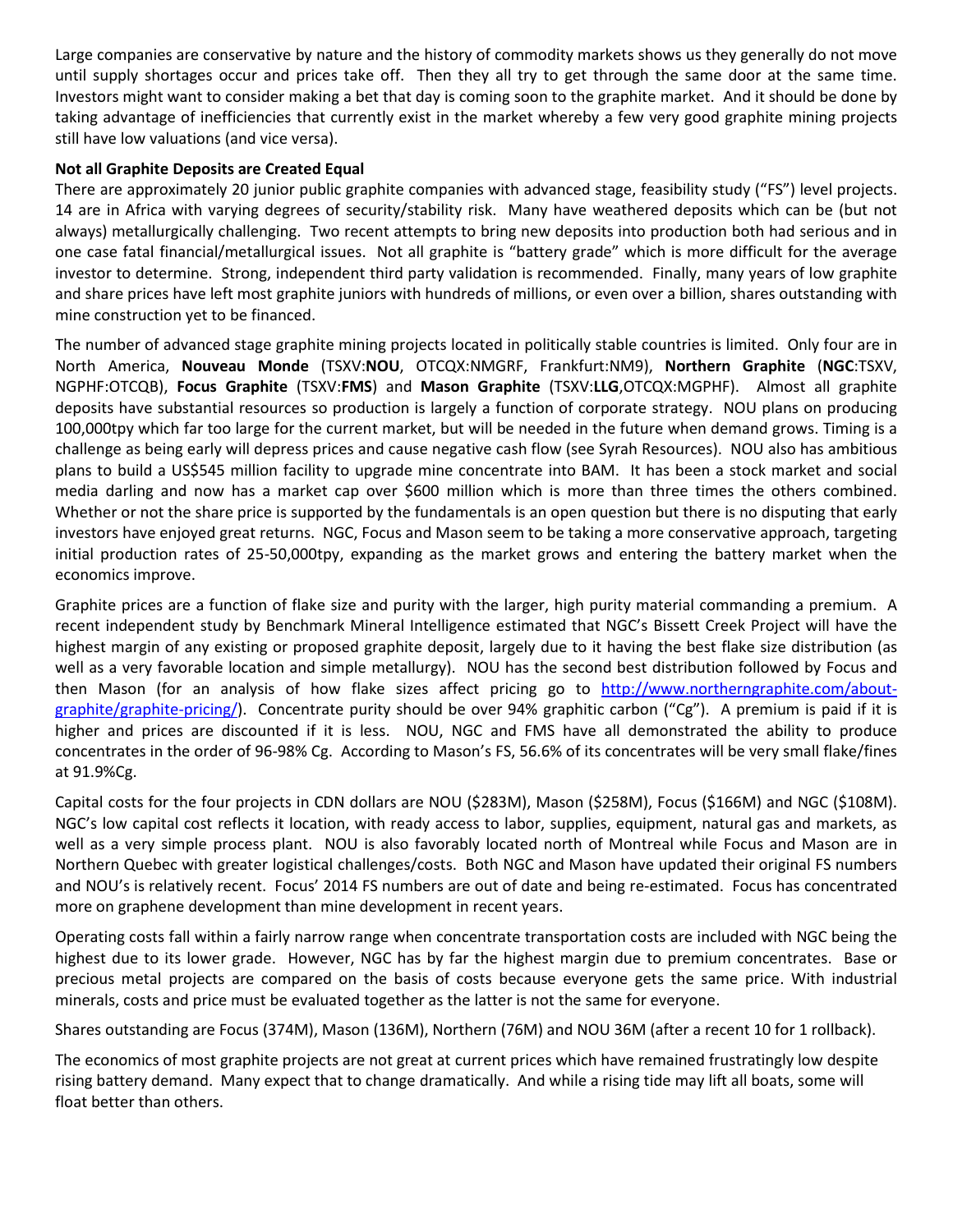Large companies are conservative by nature and the history of commodity markets shows us they generally do not move until supply shortages occur and prices take off. Then they all try to get through the same door at the same time. Investors might want to consider making a bet that day is coming soon to the graphite market. And it should be done by taking advantage of inefficiencies that currently exist in the market whereby a few very good graphite mining projects still have low valuations (and vice versa).

**Not all Graphite Deposits are Created Equal**

There are approximately 20 junior public graphite companies with advanced stage, feasibility study ("FS") level projects. 14 are in Africa with varying degrees of security/stability risk. Many have weathered deposits which can be (but not always) metallurgically challenging. Two recent attempts to bring new deposits into production both had serious and in one case fatal financial/metallurgical issues. Not all graphite is "battery grade" which is more difficult for the average investor to determine. Strong, independent third party validation is recommended. Finally, many years of low graphite and share prices have left most graphite juniors with hundreds of millions, or even over a billion, shares outstanding with mine construction yet to be financed.

The number of advanced stage graphite mining projects located in politically stable countries is limited. Only four are in North America, **Nouveau Monde** (TSXV:**NOU**, OTCQX:NMGRF, Frankfurt:NM9), **Northern Graphite** (**NGC**:TSXV, NGPHF:OTCQB), **Focus Graphite** (TSXV:**FMS**) and **Mason Graphite** (TSXV:**LLG**,OTCQX:MGPHF). Almost all graphite deposits have substantial resources so production is largely a function of corporate strategy. NOU plans on producing 100,000tpy which far too large for the current market, but will be needed in the future when demand grows. Timing is a challenge as being early will depress prices and cause negative cash flow (see Syrah Resources). NOU also has ambitious plans to build a US$545 million facility to upgrade mine concentrate into BAM. It has been a stock market and social media darling and now has a market cap over $600 million which is more than three times the others combined. Whether or not the share price is supported by the fundamentals is an open question but there is no disputing that early investors have enjoyed great returns. NGC, Focus and Mason seem to be taking a more conservative approach, targeting initial production rates of 25-50,000tpy, expanding as the market grows and entering the battery market when the economics improve.

Graphite prices are a function of flake size and purity with the larger, high purity material commanding a premium. A recent independent study by Benchmark Mineral Intelligence estimated that NGC's Bissett Creek Project will have the highest margin of any existing or proposed graphite deposit, largely due to it having the best flake size distribution (as well as a very favorable location and simple metallurgy). NOU has the second best distribution followed by Focus and then Mason (for an analysis of how flake sizes affect pricing go to [http://www.northerngraphite.com/about-graphite/graphite-pricing/](http://www.northerngraphite.com/about-graphite/graphite-pricing/)). Concentrate purity should be over 94% graphitic carbon ("Cg"). A premium is paid if it is higher and prices are discounted if it is less. NOU, NGC and FMS have all demonstrated the ability to produce concentrates in the order of 96-98% Cg. According to Mason's FS, 56.6% of its concentrates will be very small flake/fines at 91.9%Cg.

Capital costs for the four projects in CDN dollars are NOU ($283M), Mason ($258M), Focus ($166M) and NGC ($108M). NGC's low capital cost reflects it location, with ready access to labor, supplies, equipment, natural gas and markets, as well as a very simple process plant. NOU is also favorably located north of Montreal while Focus and Mason are in Northern Quebec with greater logistical challenges/costs. Both NGC and Mason have updated their original FS numbers and NOU's is relatively recent. Focus' 2014 FS numbers are out of date and being re-estimated. Focus has concentrated more on graphene development than mine development in recent years.

Operating costs fall within a fairly narrow range when concentrate transportation costs are included with NGC being the highest due to its lower grade. However, NGC has by far the highest margin due to premium concentrates. Base or precious metal projects are compared on the basis of costs because everyone gets the same price. With industrial minerals, costs and price must be evaluated together as the latter is not the same for everyone.

Shares outstanding are Focus (374M), Mason (136M), Northern (76M) and NOU 36M (after a recent 10 for 1 rollback).

The economics of most graphite projects are not great at current prices which have remained frustratingly low despite rising battery demand. Many expect that to change dramatically. And while a rising tide may lift all boats, some will float better than others.